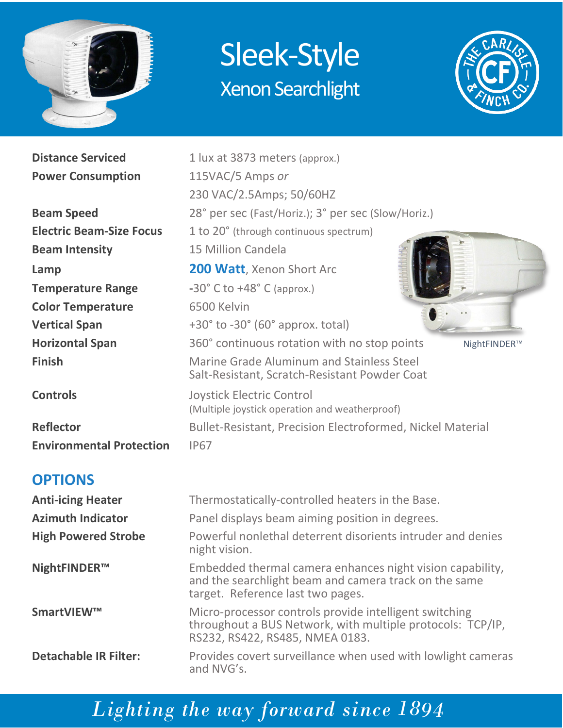// Sleek-Style

## Xenon Searchlight

| | |
|---|---|
| **Distance Serviced** | 1 lux at 3873 meters (approx.) |
| **Power Consumption** | 115VAC/5 Amps *or* 230 VAC/2.5Amps; 50/60HZ |
| **Beam Speed** | 28° per sec (Fast/Horiz.); 3° per sec (Slow/Horiz.) |
| **Electric Beam-Size Focus** | 1 to 20° (through continuous spectrum) |
| **Beam Intensity** | 15 Million Candela |
| **Lamp** | **200 Watt**, Xenon Short Arc |
| **Temperature Range** | -30° C to +48° C (approx.) |
| **Color Temperature** | 6500 Kelvin |
| **Vertical Span** | +30° to -30° (60° approx. total) |
| **Horizontal Span** | 360° continuous rotation with no stop points |
| **Finish** | Marine Grade Aluminum and Stainless Steel Salt-Resistant, Scratch-Resistant Powder Coat |
| **Controls** | Joystick Electric Control (Multiple joystick operation and weatherproof) |
| **Reflector** | Bullet-Resistant, Precision Electroformed, Nickel Material |
| **Environmental Protection** | IP67 |

NightFINDER™

## OPTIONS

| | |
|---|---|
| **Anti-icing Heater** | Thermostatically-controlled heaters in the Base. |
| **Azimuth Indicator** | Panel displays beam aiming position in degrees. |
| **High Powered Strobe** | Powerful nonlethal deterrent disorients intruder and denies night vision. |
| **NightFINDER™** | Embedded thermal camera enhances night vision capability, and the searchlight beam and camera track on the same target. Reference last two pages. |
| **SmartVIEW™** | Micro-processor controls provide intelligent switching throughout a BUS Network, with multiple protocols: TCP/IP, RS232, RS422, RS485, NMEA 0183. |
| **Detachable IR Filter:** | Provides covert surveillance when used with lowlight cameras and NVG's. |

*Lighting the way forward since 1894*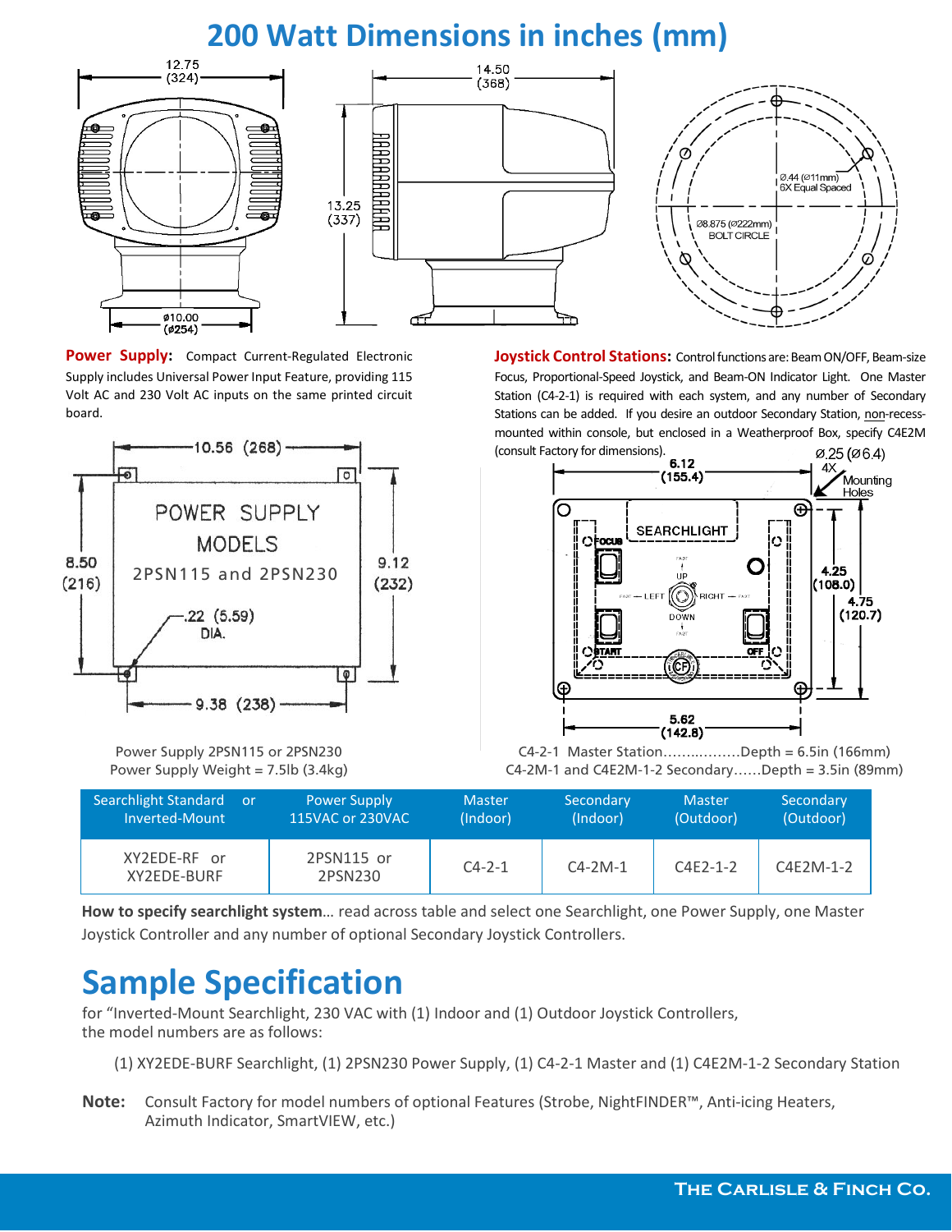# 200 Watt Dimensions in inches (mm)

**Power Supply:** Compact Current-Regulated Electronic Supply includes Universal Power Input Feature, providing 115 Volt AC and 230 Volt AC inputs on the same printed circuit board.

Power Supply 2PSN115 or 2PSN230
Power Supply Weight = 7.5lb (3.4kg)

**Joystick Control Stations:** Control functions are: Beam ON/OFF, Beam-size Focus, Proportional-Speed Joystick, and Beam-ON Indicator Light. One Master Station (C4-2-1) is required with each system, and any number of Secondary Stations can be added. If you desire an outdoor Secondary Station, non-recess-mounted within console, but enclosed in a Weatherproof Box, specify C4E2M (consult Factory for dimensions).

C4-2-1 Master Station.................Depth = 6.5in (166mm)
C4-2M-1 and C4E2M-1-2 Secondary......Depth = 3.5in (89mm)

| Searchlight Standard or Inverted-Mount | Power Supply 115VAC or 230VAC | Master (Indoor) | Secondary (Indoor) | Master (Outdoor) | Secondary (Outdoor) |
|---|---|---|---|---|---|
| XY2EDE-RF or XY2EDE-BURF | 2PSN115 or 2PSN230 | C4-2-1 | C4-2M-1 | C4E2-1-2 | C4E2M-1-2 |

**How to specify searchlight system**... read across table and select one Searchlight, one Power Supply, one Master Joystick Controller and any number of optional Secondary Joystick Controllers.

# Sample Specification

for "Inverted-Mount Searchlight, 230 VAC with (1) Indoor and (1) Outdoor Joystick Controllers, the model numbers are as follows:

(1) XY2EDE-BURF Searchlight, (1) 2PSN230 Power Supply, (1) C4-2-1 Master and (1) C4E2M-1-2 Secondary Station

**Note:** Consult Factory for model numbers of optional Features (Strobe, NightFINDER™, Anti-icing Heaters, Azimuth Indicator, SmartVIEW, etc.)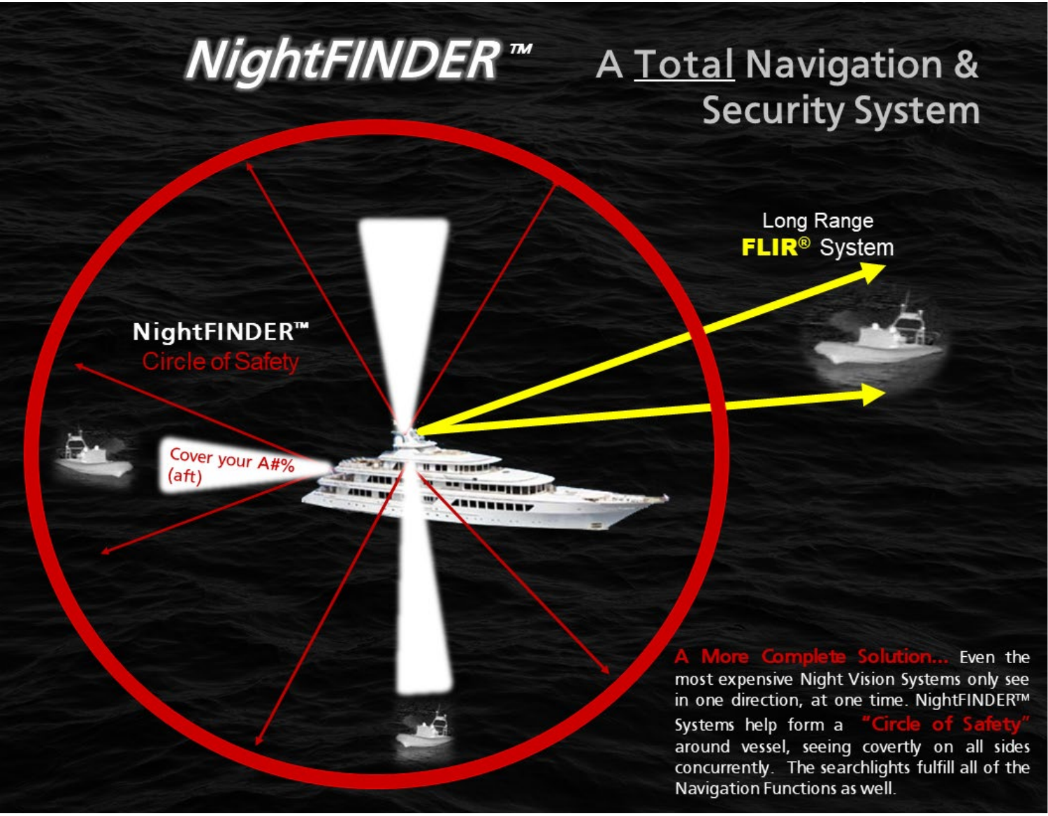# NightFINDER™

## A Total Navigation & Security System

Long Range **FLIR®** System

**NightFINDER™**
Circle of Safety

Cover your A#% (aft)

**A More Complete Solution...** Even the most expensive Night Vision Systems only see in one direction, at one time. NightFINDER™ Systems help form a "Circle of Safety" around vessel, seeing covertly on all sides concurrently. The searchlights fulfill all of the Navigation Functions as well.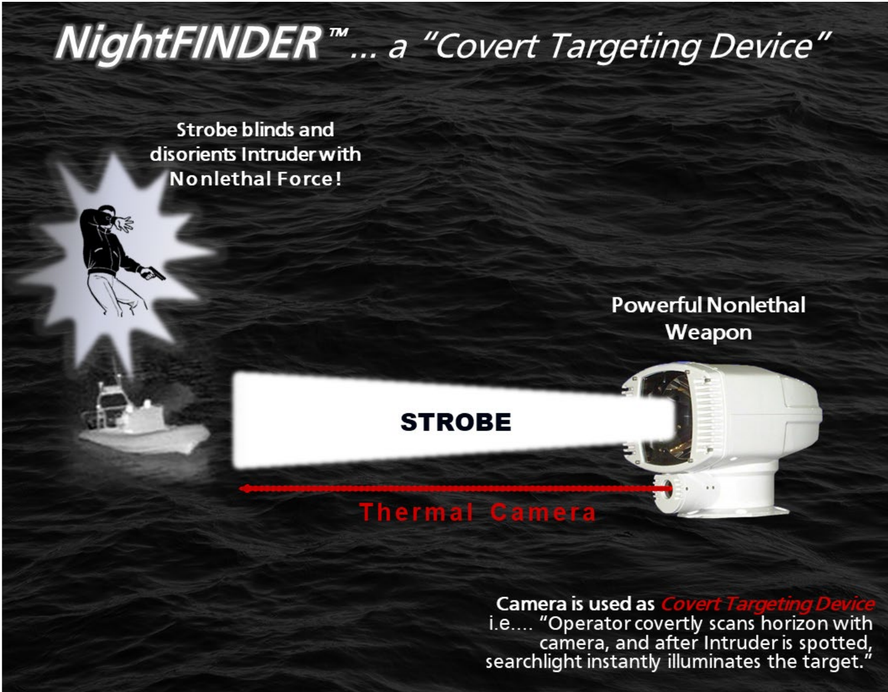# NightFINDER™... a "Covert Targeting Device"

Strobe blinds and disorients Intruder with Nonlethal Force!

Powerful Nonlethal Weapon

STROBE

Thermal Camera

Camera is used as *Covert Targeting Device*
i.e.... "Operator covertly scans horizon with camera, and after Intruder is spotted, searchlight instantly illuminates the target."